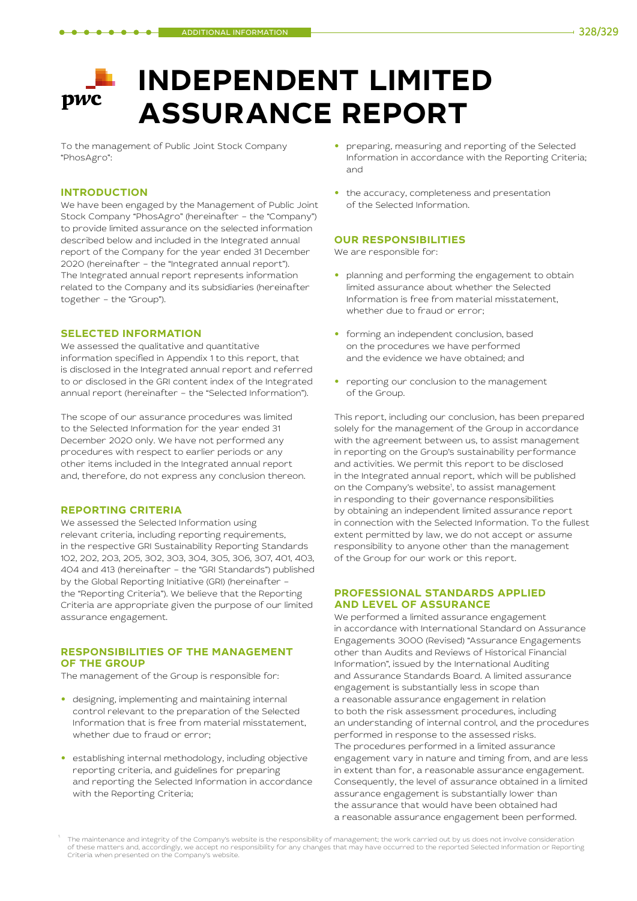# INDEPENDENT LIMITED ASSURANCE REPORT

To the management of Public Joint Stock Company "PhosAgro":

## INTRODUCTION

We have been engaged by the Management of Public Joint Stock Company "PhosAgro" (hereinafter – the "Company") to provide limited assurance on the selected information described below and included in the Integrated annual report of the Company for the year ended 31 December 2020 (hereinafter – the "Integrated annual report"). The Integrated annual report represents information related to the Company and its subsidiaries (hereinafter together – the "Group").

## SELECTED INFORMATION

We assessed the qualitative and quantitative information specified in Appendix 1 to this report, that is disclosed in the Integrated annual report and referred to or disclosed in the GRI content index of the Integrated annual report (hereinafter – the "Selected Information").

The scope of our assurance procedures was limited to the Selected Information for the year ended 31 December 2020 only. We have not performed any procedures with respect to earlier periods or any other items included in the Integrated annual report and, therefore, do not express any conclusion thereon.

## REPORTING CRITERIA

We assessed the Selected Information using relevant criteria, including reporting requirements, in the respective GRI Sustainability Reporting Standards 102, 202, 203, 205, 302, 303, 304, 305, 306, 307, 401, 403, 404 and 413 (hereinafter – the "GRI Standards") published by the Global Reporting Initiative (GRI) (hereinafter – the "Reporting Criteria"). We believe that the Reporting Criteria are appropriate given the purpose of our limited assurance engagement.

## RESPONSIBILITIES OF THE MANAGEMENT OF THE GROUP

The management of the Group is responsible for:

- designing, implementing and maintaining internal control relevant to the preparation of the Selected Information that is free from material misstatement, whether due to fraud or error;
- establishing internal methodology, including objective reporting criteria, and guidelines for preparing and reporting the Selected Information in accordance with the Reporting Criteria;
- preparing, measuring and reporting of the Selected Information in accordance with the Reporting Criteria; and
- the accuracy, completeness and presentation of the Selected Information.

## OUR RESPONSIBILITIES

We are responsible for:

- planning and performing the engagement to obtain limited assurance about whether the Selected Information is free from material misstatement, whether due to fraud or error;
- forming an independent conclusion, based on the procedures we have performed and the evidence we have obtained; and
- reporting our conclusion to the management of the Group.

This report, including our conclusion, has been prepared solely for the management of the Group in accordance with the agreement between us, to assist management in reporting on the Group's sustainability performance and activities. We permit this report to be disclosed in the Integrated annual report, which will be published on the Company's website[1], to assist management in responding to their governance responsibilities by obtaining an independent limited assurance report in connection with the Selected Information. To the fullest extent permitted by law, we do not accept or assume responsibility to anyone other than the management of the Group for our work or this report.

## PROFESSIONAL STANDARDS APPLIED AND LEVEL OF ASSURANCE

We performed a limited assurance engagement in accordance with International Standard on Assurance Engagements 3000 (Revised) "Assurance Engagements other than Audits and Reviews of Historical Financial Information", issued by the International Auditing and Assurance Standards Board. A limited assurance engagement is substantially less in scope than a reasonable assurance engagement in relation to both the risk assessment procedures, including an understanding of internal control, and the procedures performed in response to the assessed risks. The procedures performed in a limited assurance engagement vary in nature and timing from, and are less in extent than for, a reasonable assurance engagement. Consequently, the level of assurance obtained in a limited assurance engagement is substantially lower than the assurance that would have been obtained had a reasonable assurance engagement been performed.

[1] The maintenance and integrity of the Company's website is the responsibility of management; the work carried out by us does not involve consideration of these matters and, accordingly, we accept no responsibility for any changes that may have occurred to the reported Selected Information or Reporting Criteria when presented on the Company's website.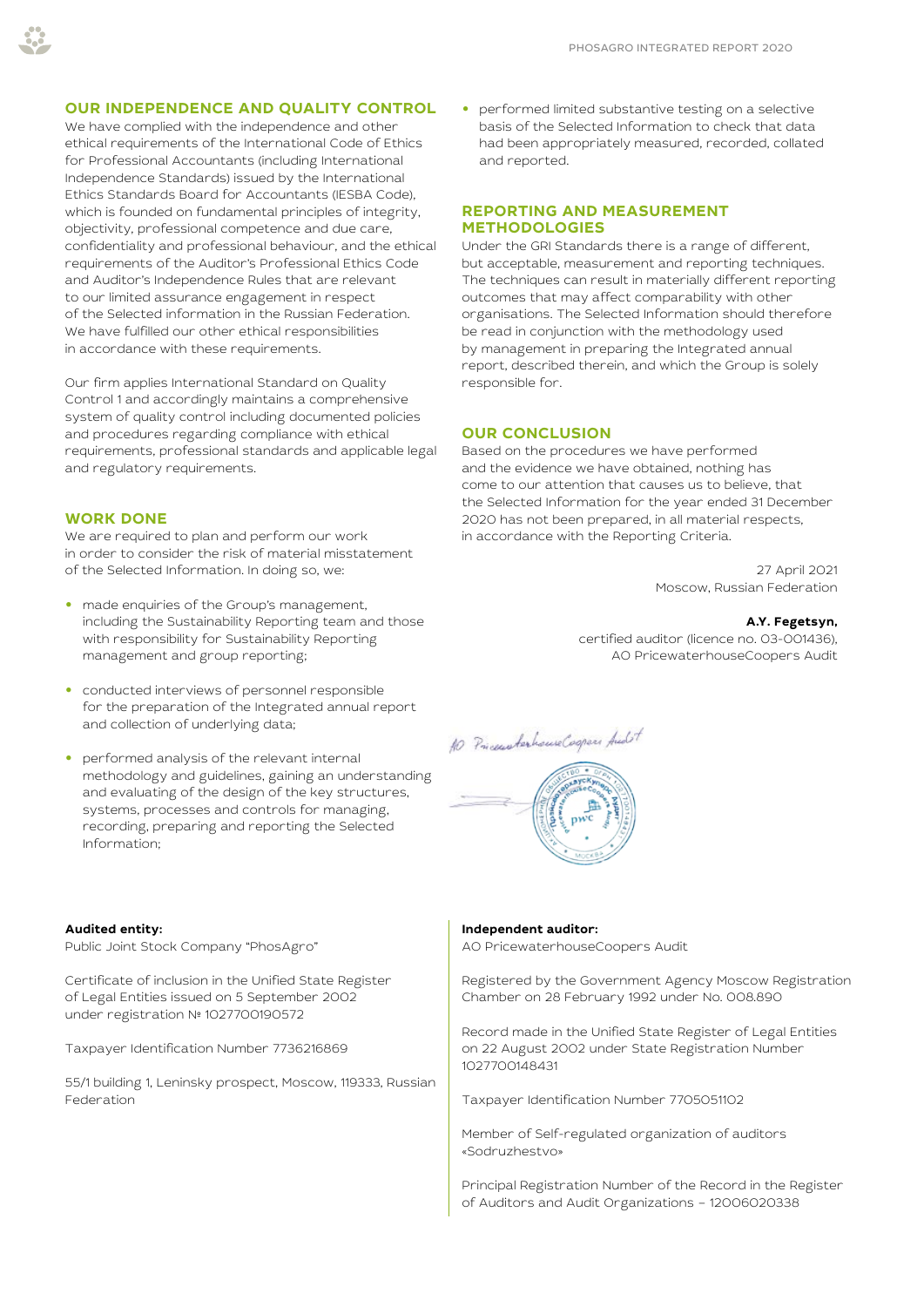## OUR INDEPENDENCE AND QUALITY CONTROL

We have complied with the independence and other ethical requirements of the International Code of Ethics for Professional Accountants (including International Independence Standards) issued by the International Ethics Standards Board for Accountants (IESBA Code), which is founded on fundamental principles of integrity, objectivity, professional competence and due care, confidentiality and professional behaviour, and the ethical requirements of the Auditor's Professional Ethics Code and Auditor's Independence Rules that are relevant to our limited assurance engagement in respect of the Selected information in the Russian Federation. We have fulfilled our other ethical responsibilities in accordance with these requirements.

Our firm applies International Standard on Quality Control 1 and accordingly maintains a comprehensive system of quality control including documented policies and procedures regarding compliance with ethical requirements, professional standards and applicable legal and regulatory requirements.

## WORK DONE

We are required to plan and perform our work in order to consider the risk of material misstatement of the Selected Information. In doing so, we:

- made enquiries of the Group's management, including the Sustainability Reporting team and those with responsibility for Sustainability Reporting management and group reporting;
- conducted interviews of personnel responsible for the preparation of the Integrated annual report and collection of underlying data;
- performed analysis of the relevant internal methodology and guidelines, gaining an understanding and evaluating of the design of the key structures, systems, processes and controls for managing, recording, preparing and reporting the Selected Information;
- performed limited substantive testing on a selective basis of the Selected Information to check that data had been appropriately measured, recorded, collated and reported.

## REPORTING AND MEASUREMENT METHODOLOGIES

Under the GRI Standards there is a range of different, but acceptable, measurement and reporting techniques. The techniques can result in materially different reporting outcomes that may affect comparability with other organisations. The Selected Information should therefore be read in conjunction with the methodology used by management in preparing the Integrated annual report, described therein, and which the Group is solely responsible for.

## OUR CONCLUSION

Based on the procedures we have performed and the evidence we have obtained, nothing has come to our attention that causes us to believe, that the Selected Information for the year ended 31 December 2020 has not been prepared, in all material respects, in accordance with the Reporting Criteria.

27 April 2021
Moscow, Russian Federation

**A.Y. Fegetsyn,**
certified auditor (licence no. 03-001436),
AO PricewaterhouseCoopers Audit

**Audited entity:**
Public Joint Stock Company "PhosAgro"

Certificate of inclusion in the Unified State Register of Legal Entities issued on 5 September 2002 under registration № 1027700190572

Taxpayer Identification Number 7736216869

55/1 building 1, Leninsky prospect, Moscow, 119333, Russian Federation

**Independent auditor:**
AO PricewaterhouseCoopers Audit

Registered by the Government Agency Moscow Registration Chamber on 28 February 1992 under No. 008.890

Record made in the Unified State Register of Legal Entities on 22 August 2002 under State Registration Number 1027700148431

Taxpayer Identification Number 7705051102

Member of Self-regulated organization of auditors «Sodruzhestvo»

Principal Registration Number of the Record in the Register of Auditors and Audit Organizations – 12006020338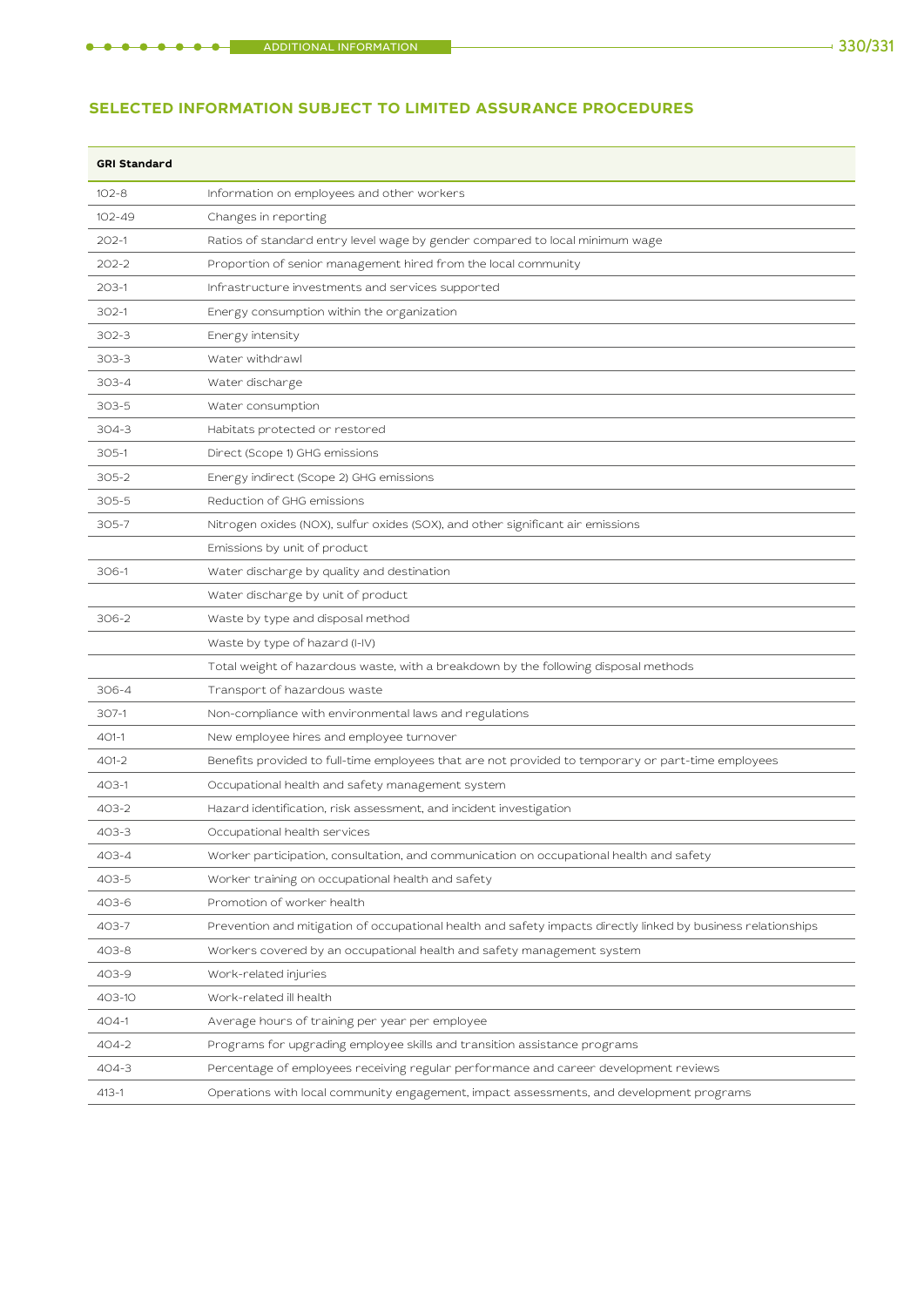## SELECTED INFORMATION SUBJECT TO LIMITED ASSURANCE PROCEDURES

| GRI Standard | |
|---|---|
| 102-8 | Information on employees and other workers |
| 102-49 | Changes in reporting |
| 202-1 | Ratios of standard entry level wage by gender compared to local minimum wage |
| 202-2 | Proportion of senior management hired from the local community |
| 203-1 | Infrastructure investments and services supported |
| 302-1 | Energy consumption within the organization |
| 302-3 | Energy intensity |
| 303-3 | Water withdrawl |
| 303-4 | Water discharge |
| 303-5 | Water consumption |
| 304-3 | Habitats protected or restored |
| 305-1 | Direct (Scope 1) GHG emissions |
| 305-2 | Energy indirect (Scope 2) GHG emissions |
| 305-5 | Reduction of GHG emissions |
| 305-7 | Nitrogen oxides (NOX), sulfur oxides (SOX), and other significant air emissions |
| | Emissions by unit of product |
| 306-1 | Water discharge by quality and destination |
| | Water discharge by unit of product |
| 306-2 | Waste by type and disposal method |
| | Waste by type of hazard (I-IV) |
| | Total weight of hazardous waste, with a breakdown by the following disposal methods |
| 306-4 | Transport of hazardous waste |
| 307-1 | Non-compliance with environmental laws and regulations |
| 401-1 | New employee hires and employee turnover |
| 401-2 | Benefits provided to full-time employees that are not provided to temporary or part-time employees |
| 403-1 | Occupational health and safety management system |
| 403-2 | Hazard identification, risk assessment, and incident investigation |
| 403-3 | Occupational health services |
| 403-4 | Worker participation, consultation, and communication on occupational health and safety |
| 403-5 | Worker training on occupational health and safety |
| 403-6 | Promotion of worker health |
| 403-7 | Prevention and mitigation of occupational health and safety impacts directly linked by business relationships |
| 403-8 | Workers covered by an occupational health and safety management system |
| 403-9 | Work-related injuries |
| 403-10 | Work-related ill health |
| 404-1 | Average hours of training per year per employee |
| 404-2 | Programs for upgrading employee skills and transition assistance programs |
| 404-3 | Percentage of employees receiving regular performance and career development reviews |
| 413-1 | Operations with local community engagement, impact assessments, and development programs |